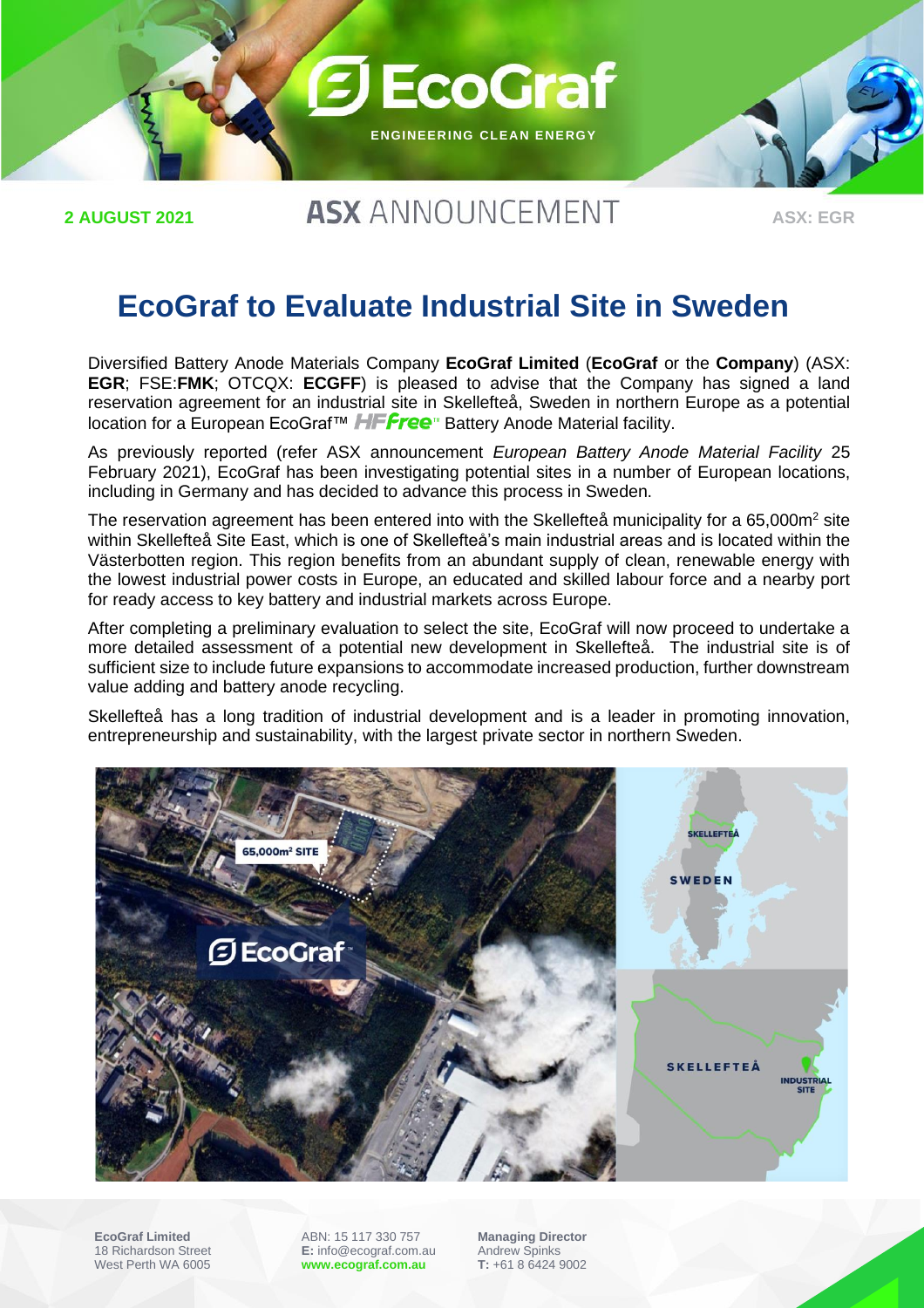**2 AUGUST 2021**

**ASX** ANNOUNCEMENT

**ASX: EGR**

# EcoGraf to Evaluate Industrial Site in Sweden

Diversified Battery Anode Materials Company **EcoGraf Limited** (**EcoGraf** or the **Company**) (ASX: **EGR**; FSE:**FMK**; OTCQX: **ECGFF**) is pleased to advise that the Company has signed a land reservation agreement for an industrial site in Skellefteå, Sweden in northern Europe as a potential location for a European EcoGraf™ HFfree™ Battery Anode Material facility.

As previously reported (refer ASX announcement *European Battery Anode Material Facility* 25 February 2021), EcoGraf has been investigating potential sites in a number of European locations, including in Germany and has decided to advance this process in Sweden.

The reservation agreement has been entered into with the Skellefteå municipality for a 65,000m$^2$ site within Skellefteå Site East, which is one of Skellefteå's main industrial areas and is located within the Västerbotten region. This region benefits from an abundant supply of clean, renewable energy with the lowest industrial power costs in Europe, an educated and skilled labour force and a nearby port for ready access to key battery and industrial markets across Europe.

After completing a preliminary evaluation to select the site, EcoGraf will now proceed to undertake a more detailed assessment of a potential new development in Skellefteå. The industrial site is of sufficient size to include future expansions to accommodate increased production, further downstream value adding and battery anode recycling.

Skellefteå has a long tradition of industrial development and is a leader in promoting innovation, entrepreneurship and sustainability, with the largest private sector in northern Sweden.

65,000m$^2$ SITE

SKELLEFTEÅ

SWEDEN

SKELLEFTEÅ

INDUSTRIAL SITE

**EcoGraf Limited**
18 Richardson Street
West Perth WA 6005

ABN: 15 117 330 757
**E:** info@ecograf.com.au
**www.ecograf.com.au**

**Managing Director**
Andrew Spinks
**T:** +61 8 6424 9002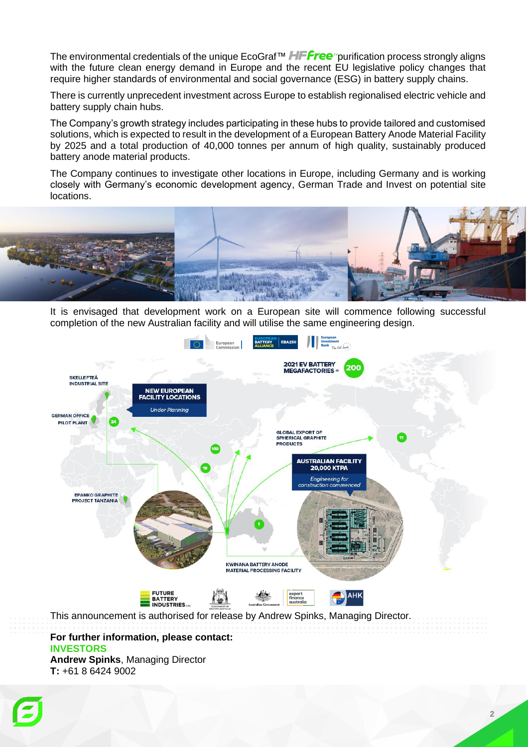The environmental credentials of the unique EcoGraf™ HFfree™ purification process strongly aligns with the future clean energy demand in Europe and the recent EU legislative policy changes that require higher standards of environmental and social governance (ESG) in battery supply chains.

There is currently unprecedent investment across Europe to establish regionalised electric vehicle and battery supply chain hubs.

The Company's growth strategy includes participating in these hubs to provide tailored and customised solutions, which is expected to result in the development of a European Battery Anode Material Facility by 2025 and a total production of 40,000 tonnes per annum of high quality, sustainably produced battery anode material products.

The Company continues to investigate other locations in Europe, including Germany and is working closely with Germany's economic development agency, German Trade and Invest on potential site locations.

It is envisaged that development work on a European site will commence following successful completion of the new Australian facility and will utilise the same engineering design.

This announcement is authorised for release by Andrew Spinks, Managing Director.

**For further information, please contact:**
**INVESTORS**
**Andrew Spinks**, Managing Director
**T:** +61 8 6424 9002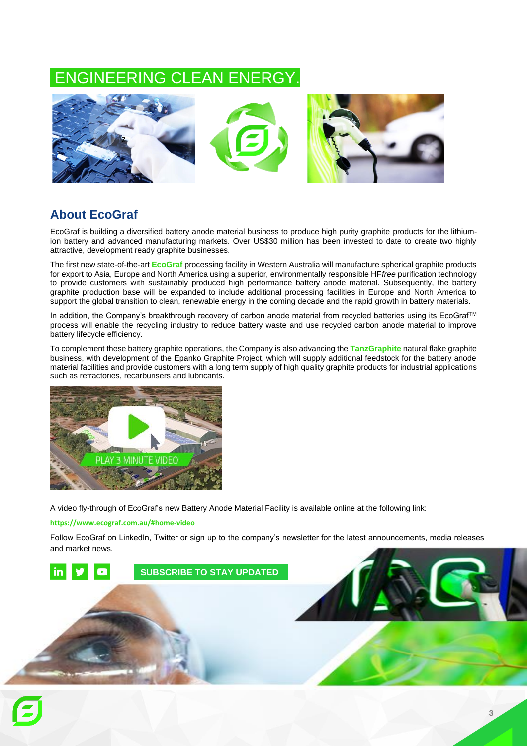# ENGINEERING CLEAN ENERGY.

## About EcoGraf

EcoGraf is building a diversified battery anode material business to produce high purity graphite products for the lithium-ion battery and advanced manufacturing markets. Over US$30 million has been invested to date to create two highly attractive, development ready graphite businesses.

The first new state-of-the-art **EcoGraf** processing facility in Western Australia will manufacture spherical graphite products for export to Asia, Europe and North America using a superior, environmentally responsible HF*free* purification technology to provide customers with sustainably produced high performance battery anode material. Subsequently, the battery graphite production base will be expanded to include additional processing facilities in Europe and North America to support the global transition to clean, renewable energy in the coming decade and the rapid growth in battery materials.

In addition, the Company's breakthrough recovery of carbon anode material from recycled batteries using its EcoGraf™ process will enable the recycling industry to reduce battery waste and use recycled carbon anode material to improve battery lifecycle efficiency.

To complement these battery graphite operations, the Company is also advancing the **TanzGraphite** natural flake graphite business, with development of the Epanko Graphite Project, which will supply additional feedstock for the battery anode material facilities and provide customers with a long term supply of high quality graphite products for industrial applications such as refractories, recarburisers and lubricants.

PLAY 3 MINUTE VIDEO

A video fly-through of EcoGraf's new Battery Anode Material Facility is available online at the following link:

**https://www.ecograf.com.au/#home-video**

Follow EcoGraf on LinkedIn, Twitter or sign up to the company's newsletter for the latest announcements, media releases and market news.

**SUBSCRIBE TO STAY UPDATED**